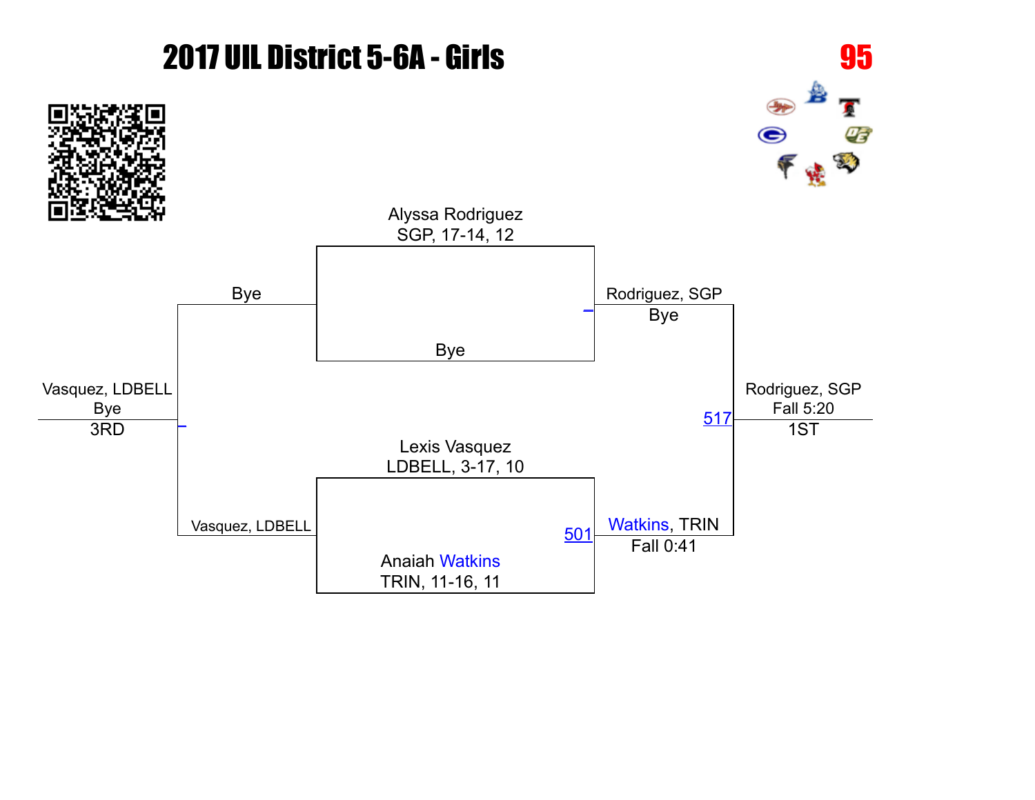# 2017 UIL District 5-6A - Girls

**95**

Alyssa Rodriguez
SGP, 17-14, 12

Bye

Bye

Rodriguez, SGP
Bye

Lexis Vasquez
LDBELL, 3-17, 10

Anaiah Watkins
TRIN, 11-16, 11

501

Watkins, TRIN
Fall 0:41

517

Rodriguez, SGP
Fall 5:20
1ST

Vasquez, LDBELL

Vasquez, LDBELL
Bye
3RD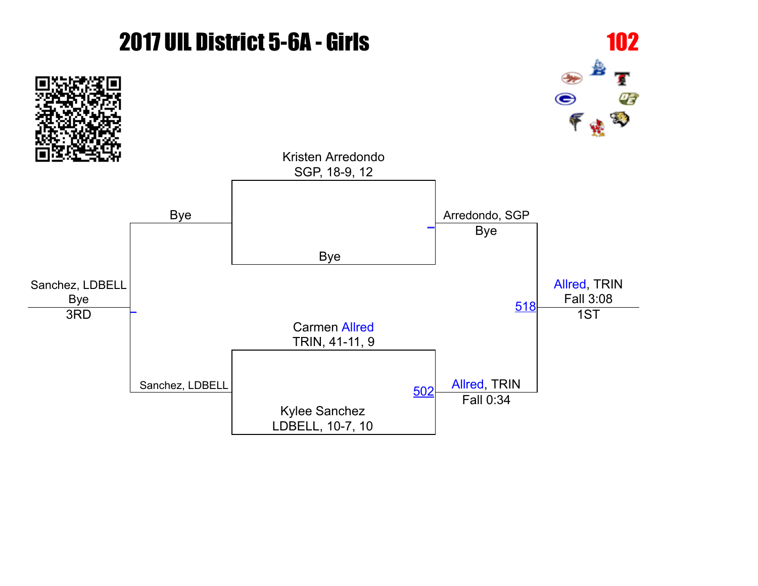# 2017 UIL District 5-6A - Girls

**102**

Kristen Arredondo
SGP, 18-9, 12

Bye

Arredondo, SGP
Bye

Carmen Allred
TRIN, 41-11, 9

Kylee Sanchez
LDBELL, 10-7, 10

502

Allred, TRIN
Fall 0:34

518

Allred, TRIN
Fall 3:08
1ST

Bye

Sanchez, LDBELL

Sanchez, LDBELL
Bye
3RD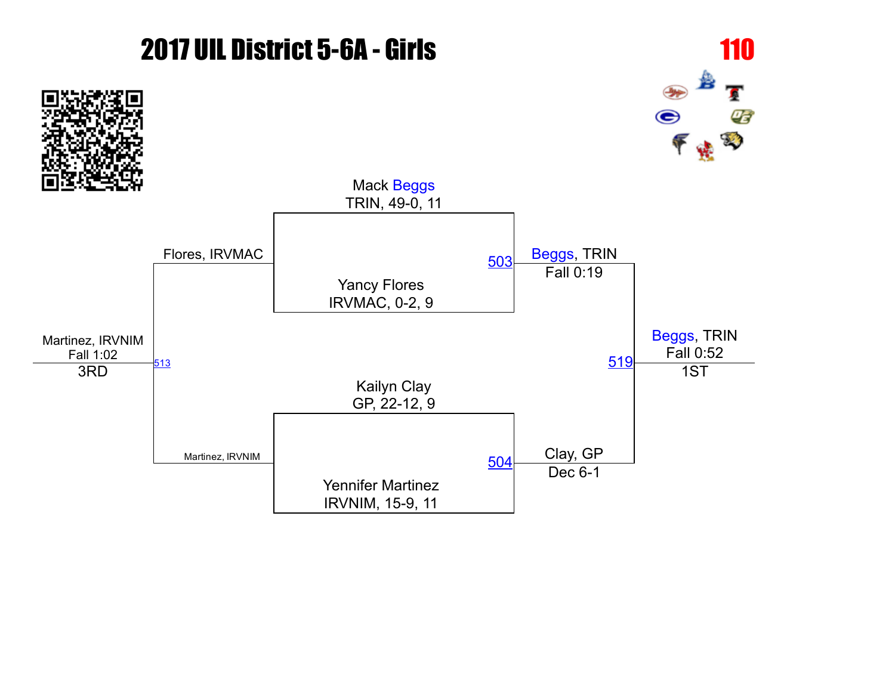# 2017 UIL District 5-6A - Girls

**110**

Mack Beggs
TRIN, 49-0, 11

503

Yancy Flores
IRVMAC, 0-2, 9

Beggs, TRIN
Fall 0:19

Kailyn Clay
GP, 22-12, 9

504

Yennifer Martinez
IRVNIM, 15-9, 11

Clay, GP
Dec 6-1

519

Beggs, TRIN
Fall 0:52
1ST

Flores, IRVMAC

Martinez, IRVNIM

513

Martinez, IRVNIM
Fall 1:02
3RD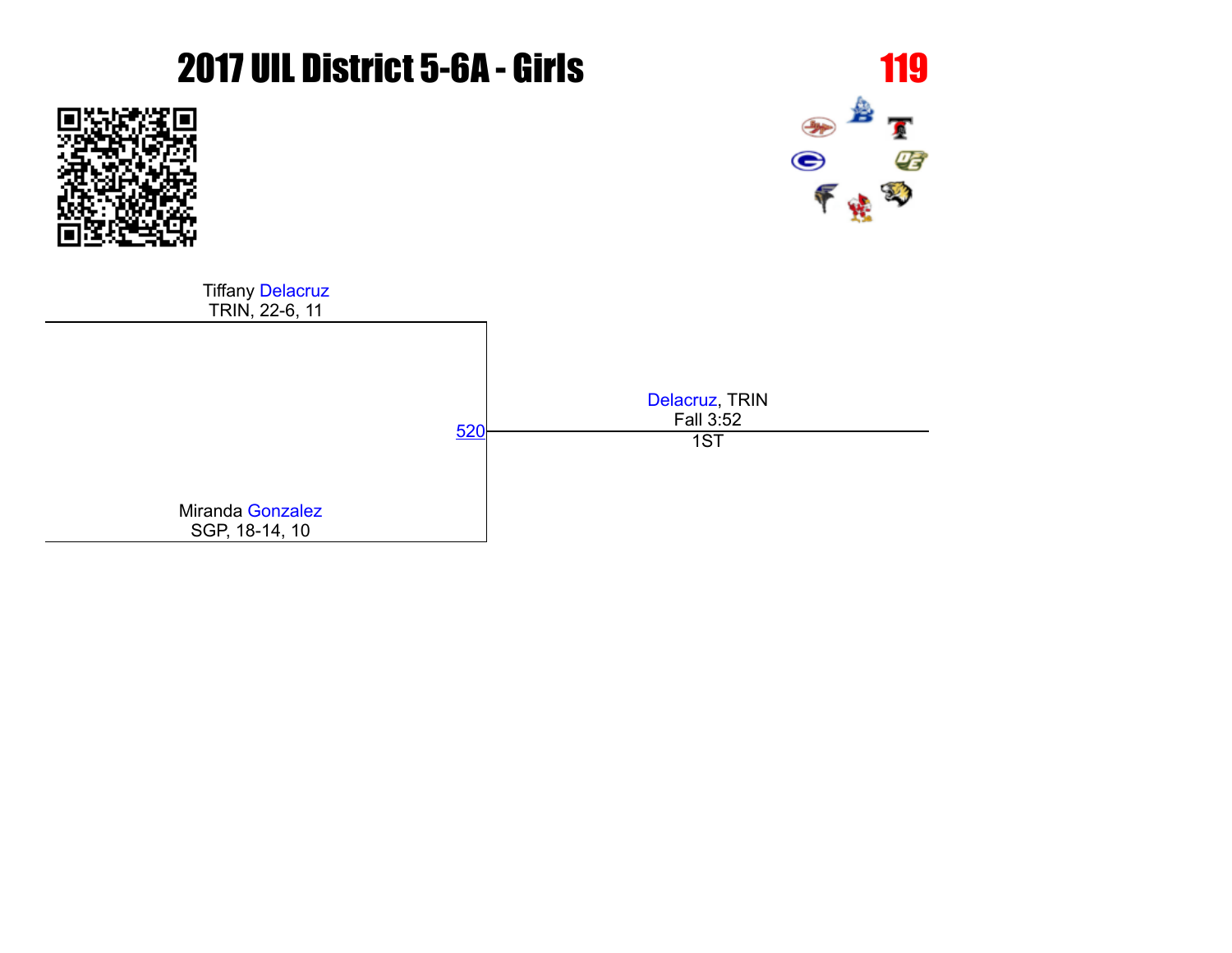# 2017 UIL District 5-6A - Girls

**119**

Tiffany Delacruz
TRIN, 22-6, 11

520

Delacruz, TRIN
Fall 3:52
1ST

Miranda Gonzalez
SGP, 18-14, 10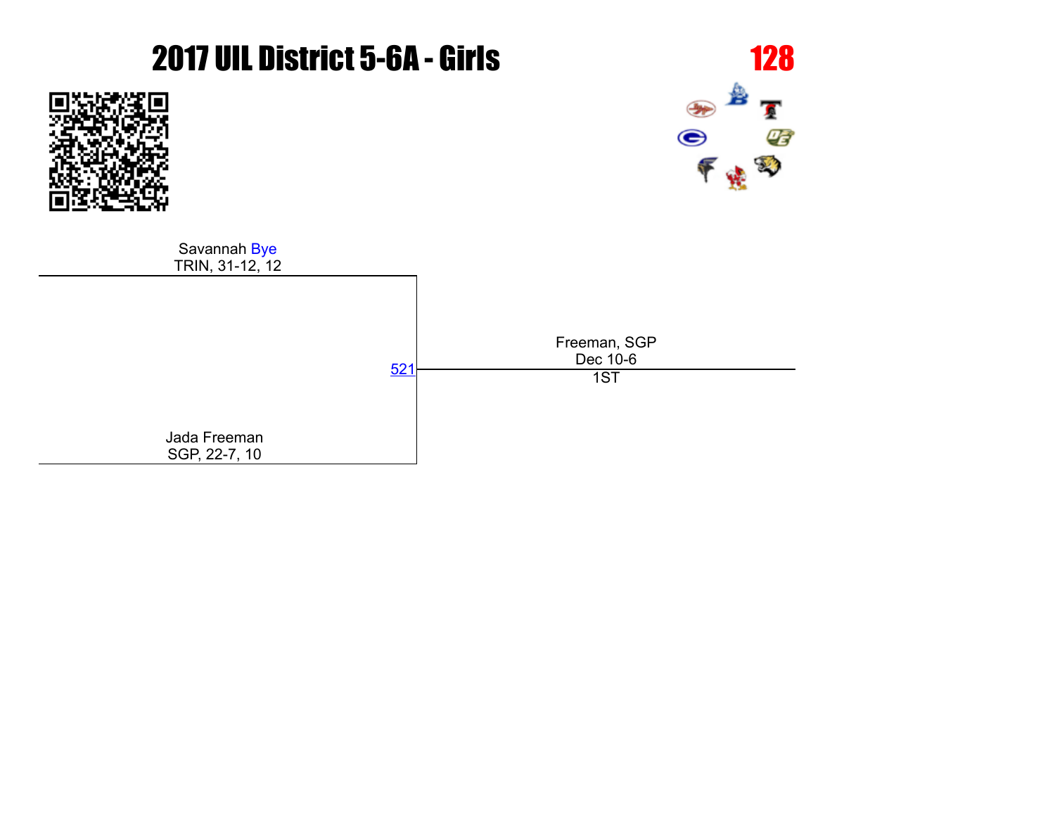# 2017 UIL District 5-6A - Girls

**128**

Savannah Bye
TRIN, 31-12, 12

521

Freeman, SGP
Dec 10-6
1ST

Jada Freeman
SGP, 22-7, 10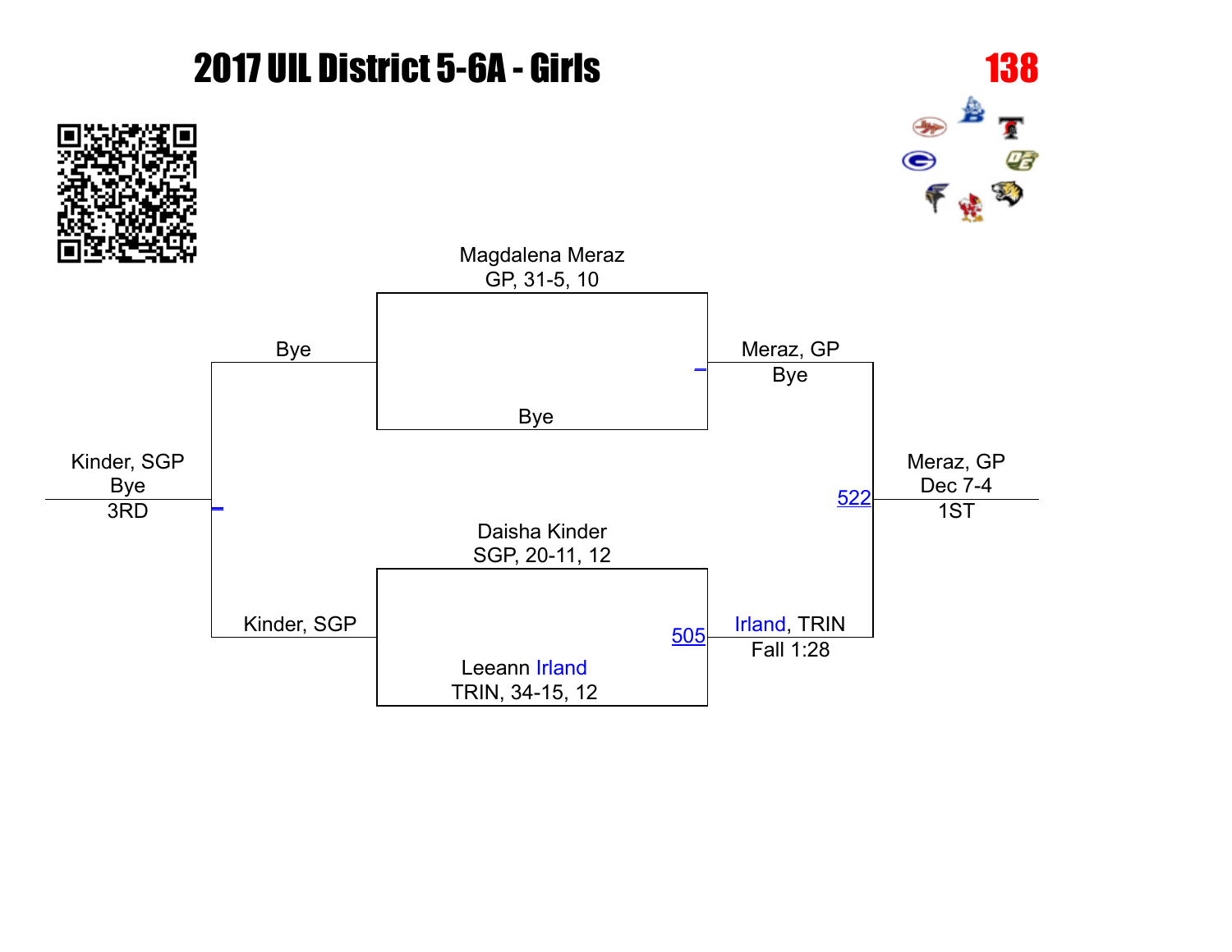# 2017 UIL District 5-6A - Girls

**138**

Magdalena Meraz
GP, 31-5, 10

Bye

Bye

Meraz, GP
Bye

Daisha Kinder
SGP, 20-11, 12

Leeann Irland
TRIN, 34-15, 12

Kinder, SGP

505

Irland, TRIN
Fall 1:28

522

Meraz, GP
Dec 7-4
1ST

Kinder, SGP
Bye
3RD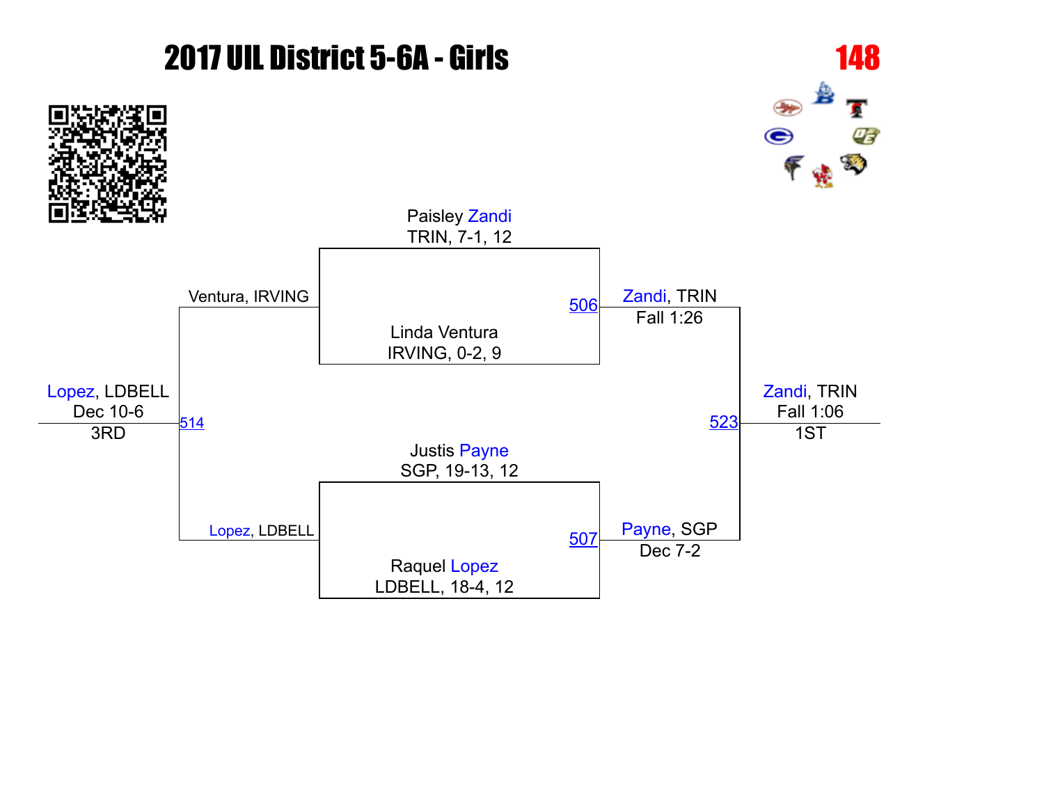# 2017 UIL District 5-6A - Girls

**148**

Paisley Zandi
TRIN, 7-1, 12

Linda Ventura
IRVING, 0-2, 9

506

Zandi, TRIN
Fall 1:26

Justis Payne
SGP, 19-13, 12

Raquel Lopez
LDBELL, 18-4, 12

507

Payne, SGP
Dec 7-2

523

Zandi, TRIN
Fall 1:06
1ST

Ventura, IRVING

Lopez, LDBELL

514

Lopez, LDBELL
Dec 10-6
3RD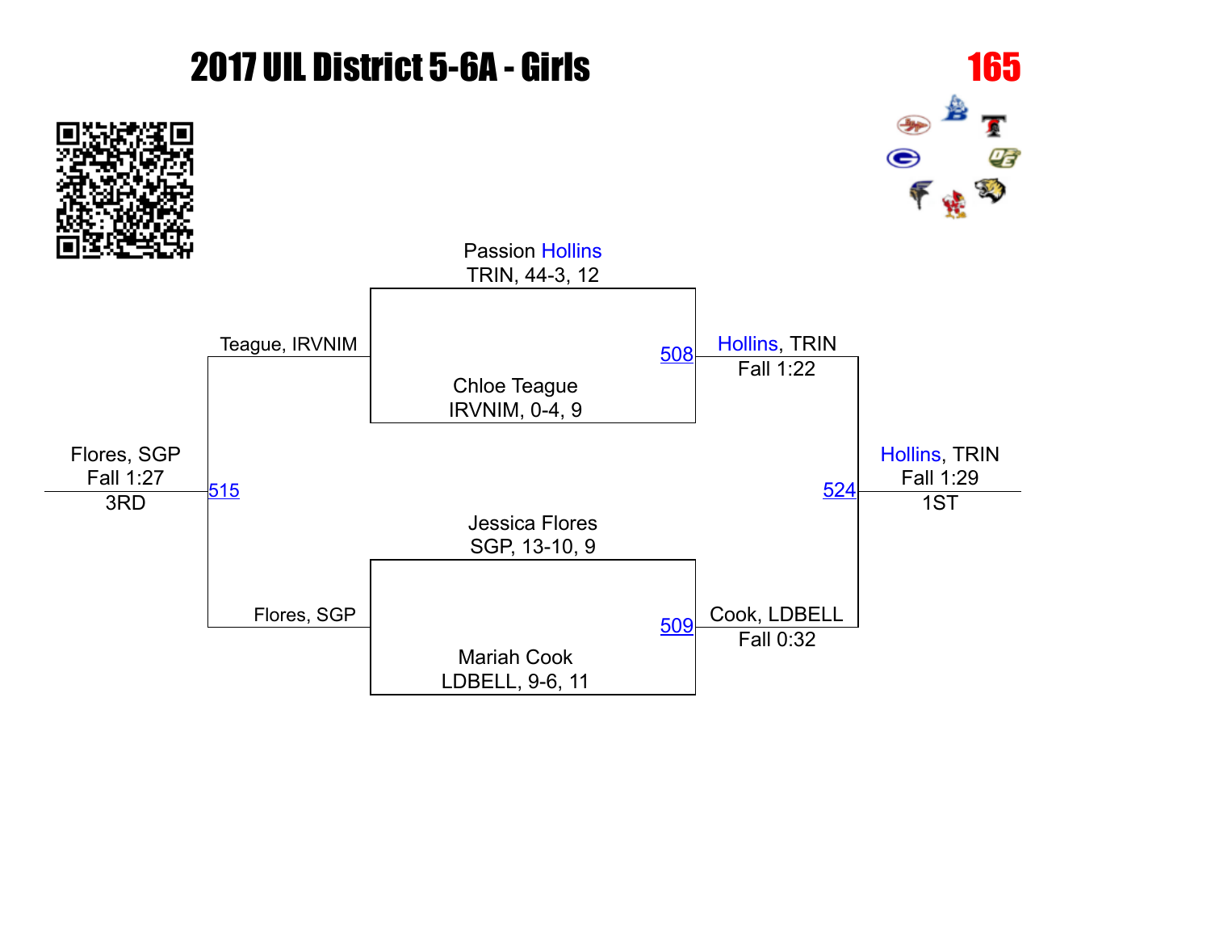# 2017 UIL District 5-6A - Girls

**165**

Passion Hollins
TRIN, 44-3, 12

Chloe Teague
IRVNIM, 0-4, 9

508 — Hollins, TRIN
Fall 1:22

Jessica Flores
SGP, 13-10, 9

Mariah Cook
LDBELL, 9-6, 11

509 — Cook, LDBELL
Fall 0:32

524 — Hollins, TRIN
Fall 1:29
1ST

Teague, IRVNIM

Flores, SGP

515 — Flores, SGP
Fall 1:27
3RD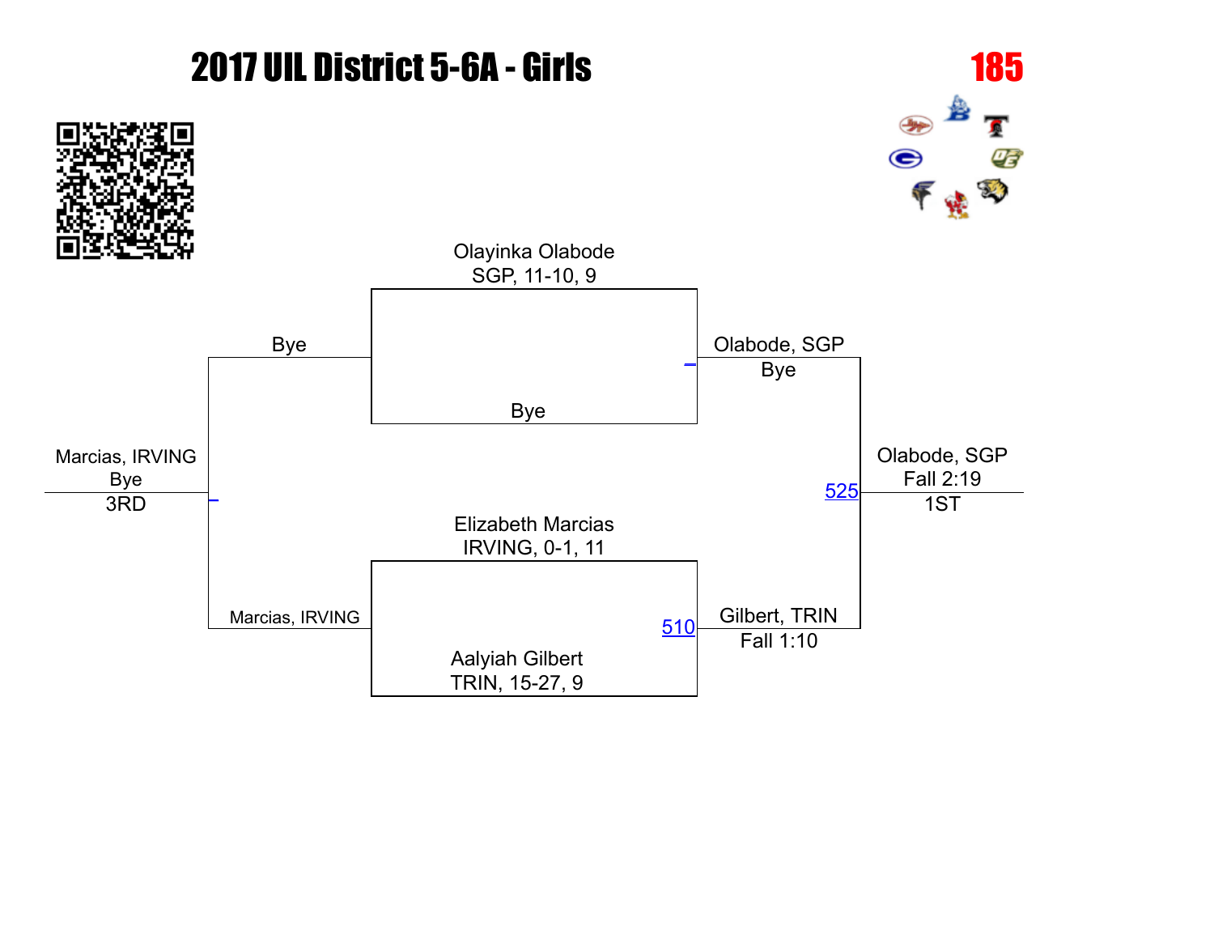# 2017 UIL District 5-6A - Girls

**185**

Olayinka Olabode
SGP, 11-10, 9

Bye

Bye

Olabode, SGP
Bye

Elizabeth Marcias
IRVING, 0-1, 11

Marcias, IRVING

Aalyiah Gilbert
TRIN, 15-27, 9

510

Gilbert, TRIN
Fall 1:10

525

Olabode, SGP
Fall 2:19
1ST

Marcias, IRVING
Bye
3RD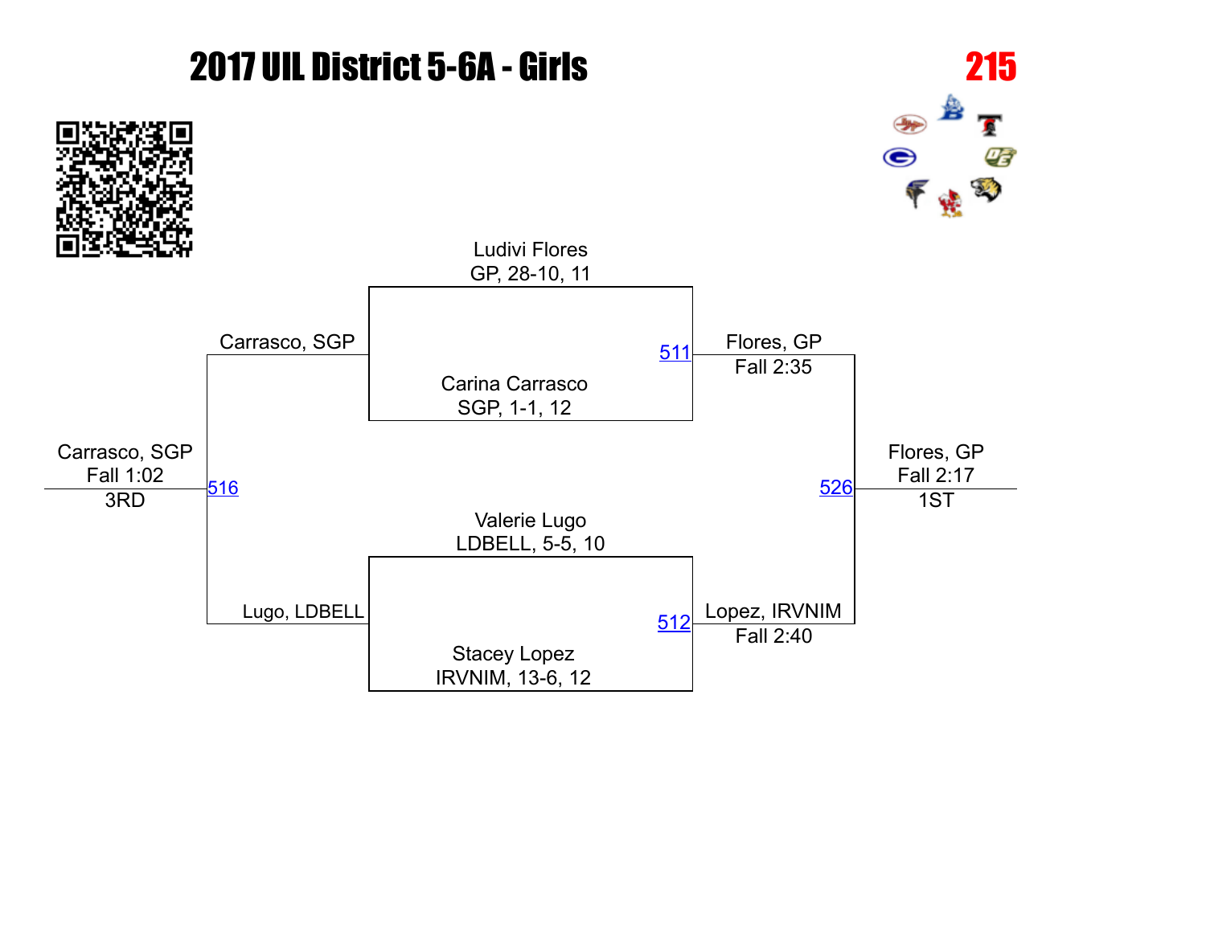# 2017 UIL District 5-6A - Girls

215

Ludivi Flores
GP, 28-10, 11

Carina Carrasco
SGP, 1-1, 12

511

Flores, GP
Fall 2:35

Valerie Lugo
LDBELL, 5-5, 10

Stacey Lopez
IRVNIM, 13-6, 12

512

Lopez, IRVNIM
Fall 2:40

526

Flores, GP
Fall 2:17
1ST

Carrasco, SGP

Lugo, LDBELL

516

Carrasco, SGP
Fall 1:02
3RD